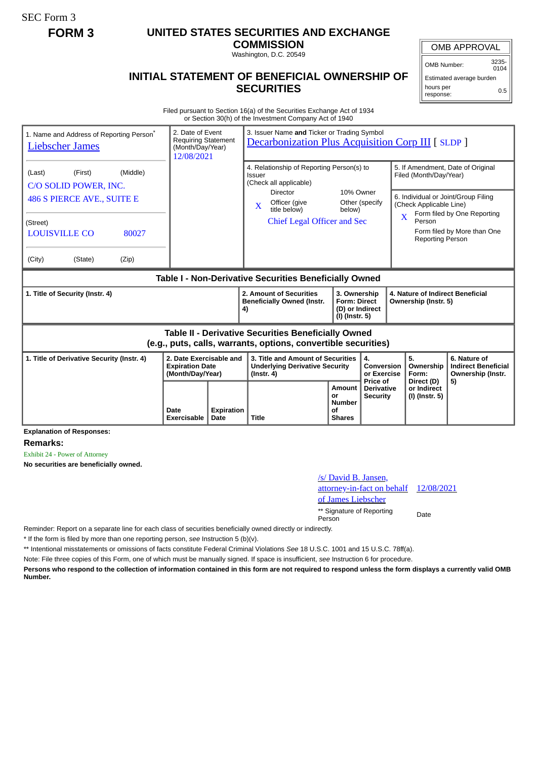SEC Form 3

**FORM 3**

# UNITED STATES SECURITIES AND EXCHANGE COMMISSION

Washington, D.C. 20549

## INITIAL STATEMENT OF BENEFICIAL OWNERSHIP OF SECURITIES

| OMB APPROVAL | |
|---|---|
| OMB Number: | 3235-0104 |
| Estimated average burden | |
| hours per response: | 0.5 |

Filed pursuant to Section 16(a) of the Securities Exchange Act of 1934
or Section 30(h) of the Investment Company Act of 1940

| 1. Name and Address of Reporting Person* | 2. Date of Event Requiring Statement (Month/Day/Year) | 3. Issuer Name **and** Ticker or Trading Symbol |
|---|---|---|
| Liebscher James | 12/08/2021 | Decarbonization Plus Acquisition Corp III [ SLDP ] |
| (Last) (First) (Middle)<br>C/O SOLID POWER, INC.<br>486 S PIERCE AVE., SUITE E | | 4. Relationship of Reporting Person(s) to Issuer (Check all applicable)<br>Director / 10% Owner<br>X Officer (give title below) / Other (specify below)<br>Chief Legal Officer and Sec |
| (Street)<br>LOUISVILLE CO 80027 | | 5. If Amendment, Date of Original Filed (Month/Day/Year) |
| (City) (State) (Zip) | | 6. Individual or Joint/Group Filing (Check Applicable Line)<br>X Form filed by One Reporting Person<br>Form filed by More than One Reporting Person |

**Table I - Non-Derivative Securities Beneficially Owned**

| 1. Title of Security (Instr. 4) | 2. Amount of Securities Beneficially Owned (Instr. 4) | 3. Ownership Form: Direct (D) or Indirect (I) (Instr. 5) | 4. Nature of Indirect Beneficial Ownership (Instr. 5) |
|---|---|---|---|

**Table II - Derivative Securities Beneficially Owned (e.g., puts, calls, warrants, options, convertible securities)**

| 1. Title of Derivative Security (Instr. 4) | 2. Date Exercisable and Expiration Date (Month/Day/Year) | | 3. Title and Amount of Securities Underlying Derivative Security (Instr. 4) | | 4. Conversion or Exercise Price of Derivative Security | 5. Ownership Form: Direct (D) or Indirect (I) (Instr. 5) | 6. Nature of Indirect Beneficial Ownership (Instr. 5) |
|---|---|---|---|---|---|---|---|
| | Date Exercisable | Expiration Date | Title | Amount or Number of Shares | | | |

**Explanation of Responses:**

**Remarks:**

Exhibit 24 - Power of Attorney

**No securities are beneficially owned.**

| /s/ David B. Jansen, attorney-in-fact on behalf of James Liebscher | 12/08/2021 |
|---|---|
| ** Signature of Reporting Person | Date |

Reminder: Report on a separate line for each class of securities beneficially owned directly or indirectly.

\* If the form is filed by more than one reporting person, *see* Instruction 5 (b)(v).

** Intentional misstatements or omissions of facts constitute Federal Criminal Violations *See* 18 U.S.C. 1001 and 15 U.S.C. 78ff(a).

Note: File three copies of this Form, one of which must be manually signed. If space is insufficient, *see* Instruction 6 for procedure.

**Persons who respond to the collection of information contained in this form are not required to respond unless the form displays a currently valid OMB Number.**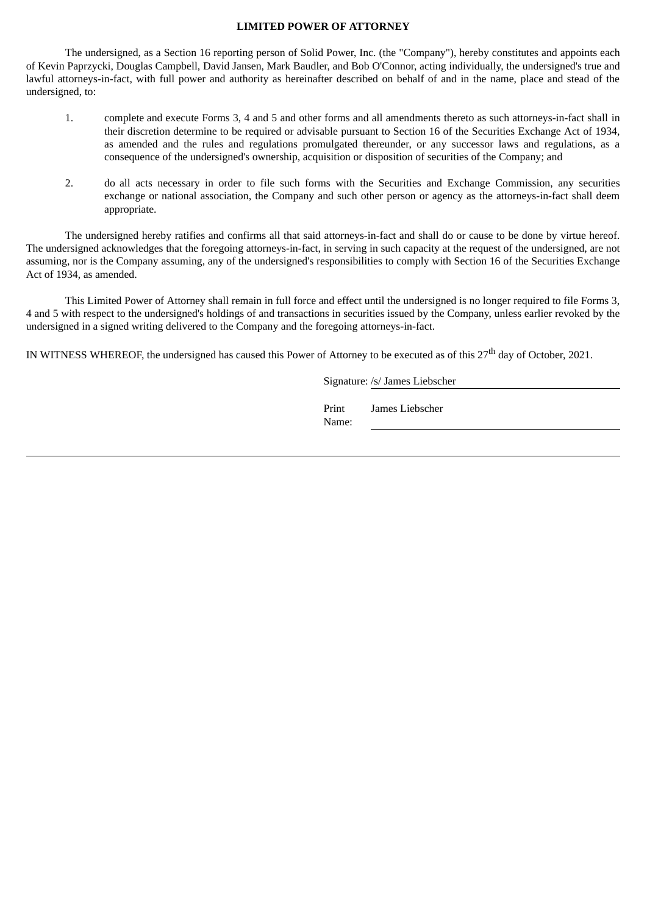**LIMITED POWER OF ATTORNEY**

The undersigned, as a Section 16 reporting person of Solid Power, Inc. (the "Company"), hereby constitutes and appoints each of Kevin Paprzycki, Douglas Campbell, David Jansen, Mark Baudler, and Bob O'Connor, acting individually, the undersigned's true and lawful attorneys-in-fact, with full power and authority as hereinafter described on behalf of and in the name, place and stead of the undersigned, to:

1. complete and execute Forms 3, 4 and 5 and other forms and all amendments thereto as such attorneys-in-fact shall in their discretion determine to be required or advisable pursuant to Section 16 of the Securities Exchange Act of 1934, as amended and the rules and regulations promulgated thereunder, or any successor laws and regulations, as a consequence of the undersigned's ownership, acquisition or disposition of securities of the Company; and

2. do all acts necessary in order to file such forms with the Securities and Exchange Commission, any securities exchange or national association, the Company and such other person or agency as the attorneys-in-fact shall deem appropriate.

The undersigned hereby ratifies and confirms all that said attorneys-in-fact and shall do or cause to be done by virtue hereof. The undersigned acknowledges that the foregoing attorneys-in-fact, in serving in such capacity at the request of the undersigned, are not assuming, nor is the Company assuming, any of the undersigned's responsibilities to comply with Section 16 of the Securities Exchange Act of 1934, as amended.

This Limited Power of Attorney shall remain in full force and effect until the undersigned is no longer required to file Forms 3, 4 and 5 with respect to the undersigned's holdings of and transactions in securities issued by the Company, unless earlier revoked by the undersigned in a signed writing delivered to the Company and the foregoing attorneys-in-fact.

IN WITNESS WHEREOF, the undersigned has caused this Power of Attorney to be executed as of this 27th day of October, 2021.

Signature: /s/ James Liebscher

Print Name: James Liebscher